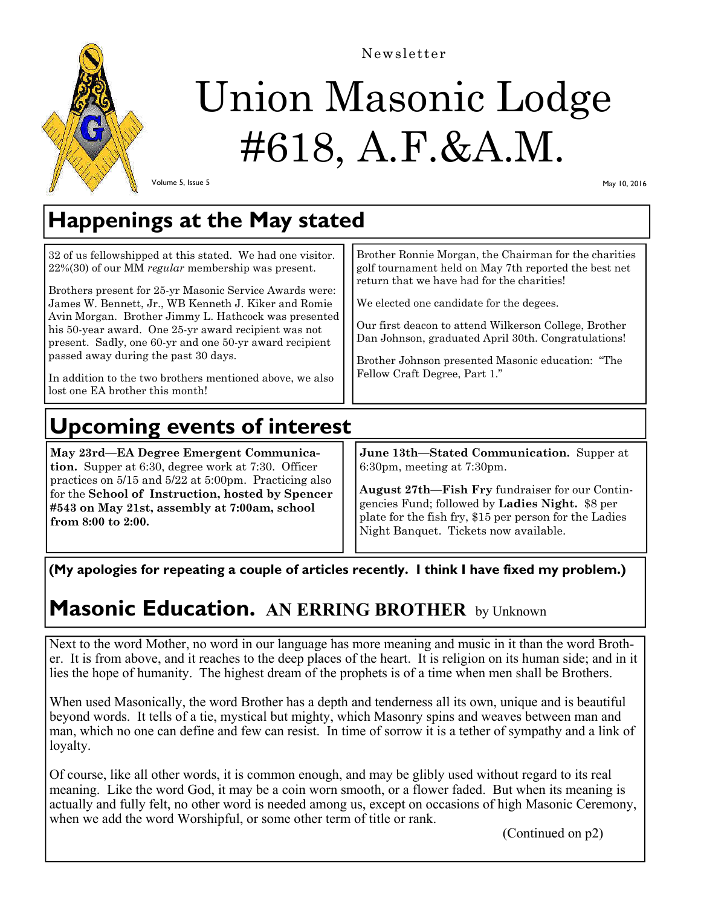Newsletter

# Union Masonic Lodge #618, A.F.&A.M.

Volume 5, Issue 5

May 10, 2016

## Happenings at the May stated

32 of us fellowshipped at this stated. We had one visitor. 22%(30) of our MM *regular* membership was present.

Brothers present for 25-yr Masonic Service Awards were: James W. Bennett, Jr., WB Kenneth J. Kiker and Romie Avin Morgan. Brother Jimmy L. Hathcock was presented his 50-year award. One 25-yr award recipient was not present. Sadly, one 60-yr and one 50-yr award recipient passed away during the past 30 days.

In addition to the two brothers mentioned above, we also lost one EA brother this month!

Brother Ronnie Morgan, the Chairman for the charities golf tournament held on May 7th reported the best net return that we have had for the charities!

We elected one candidate for the degees.

Our first deacon to attend Wilkerson College, Brother Dan Johnson, graduated April 30th. Congratulations!

Brother Johnson presented Masonic education: "The Fellow Craft Degree, Part 1."

## Upcoming events of interest

**May 23rd—EA Degree Emergent Communication.** Supper at 6:30, degree work at 7:30. Officer practices on 5/15 and 5/22 at 5:00pm. Practicing also for the **School of Instruction, hosted by Spencer #543 on May 21st, assembly at 7:00am, school from 8:00 to 2:00.**

**June 13th—Stated Communication.** Supper at 6:30pm, meeting at 7:30pm.

**August 27th—Fish Fry** fundraiser for our Contingencies Fund; followed by **Ladies Night.** $8 per plate for the fish fry, $15 per person for the Ladies Night Banquet. Tickets now available.

**(My apologies for repeating a couple of articles recently. I think I have fixed my problem.)**

## Masonic Education. AN ERRING BROTHER by Unknown

Next to the word Mother, no word in our language has more meaning and music in it than the word Brother. It is from above, and it reaches to the deep places of the heart. It is religion on its human side; and in it lies the hope of humanity. The highest dream of the prophets is of a time when men shall be Brothers.

When used Masonically, the word Brother has a depth and tenderness all its own, unique and is beautiful beyond words. It tells of a tie, mystical but mighty, which Masonry spins and weaves between man and man, which no one can define and few can resist. In time of sorrow it is a tether of sympathy and a link of loyalty.

Of course, like all other words, it is common enough, and may be glibly used without regard to its real meaning. Like the word God, it may be a coin worn smooth, or a flower faded. But when its meaning is actually and fully felt, no other word is needed among us, except on occasions of high Masonic Ceremony, when we add the word Worshipful, or some other term of title or rank.

(Continued on p2)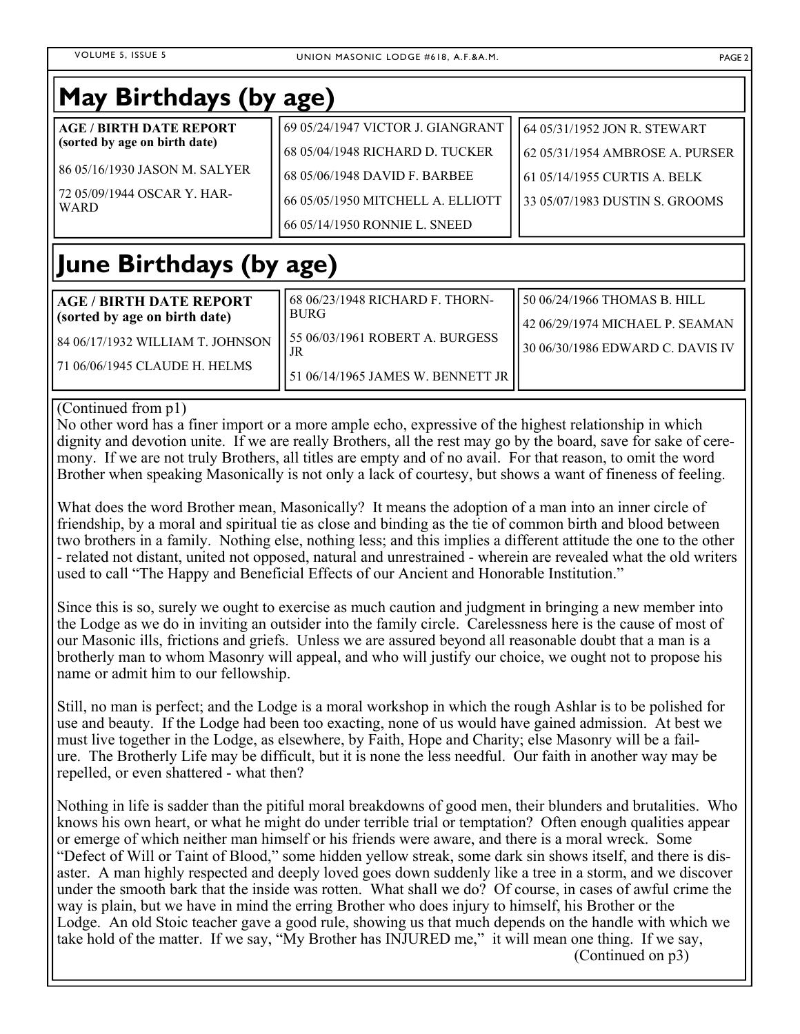## May Birthdays (by age)

**AGE / BIRTH DATE REPORT (sorted by age on birth date)**

86 05/16/1930 JASON M. SALYER

72 05/09/1944 OSCAR Y. HARWARD

69 05/24/1947 VICTOR J. GIANGRANT

68 05/04/1948 RICHARD D. TUCKER

68 05/06/1948 DAVID F. BARBEE

66 05/05/1950 MITCHELL A. ELLIOTT

66 05/14/1950 RONNIE L. SNEED

64 05/31/1952 JON R. STEWART

62 05/31/1954 AMBROSE A. PURSER

61 05/14/1955 CURTIS A. BELK

33 05/07/1983 DUSTIN S. GROOMS

## June Birthdays (by age)

**AGE / BIRTH DATE REPORT (sorted by age on birth date)**

84 06/17/1932 WILLIAM T. JOHNSON

71 06/06/1945 CLAUDE H. HELMS

68 06/23/1948 RICHARD F. THORNBURG

55 06/03/1961 ROBERT A. BURGESS JR

51 06/14/1965 JAMES W. BENNETT JR

50 06/24/1966 THOMAS B. HILL

42 06/29/1974 MICHAEL P. SEAMAN

30 06/30/1986 EDWARD C. DAVIS IV

(Continued from p1)

No other word has a finer import or a more ample echo, expressive of the highest relationship in which dignity and devotion unite. If we are really Brothers, all the rest may go by the board, save for sake of ceremony. If we are not truly Brothers, all titles are empty and of no avail. For that reason, to omit the word Brother when speaking Masonically is not only a lack of courtesy, but shows a want of fineness of feeling.

What does the word Brother mean, Masonically? It means the adoption of a man into an inner circle of friendship, by a moral and spiritual tie as close and binding as the tie of common birth and blood between two brothers in a family. Nothing else, nothing less; and this implies a different attitude the one to the other - related not distant, united not opposed, natural and unrestrained - wherein are revealed what the old writers used to call "The Happy and Beneficial Effects of our Ancient and Honorable Institution."

Since this is so, surely we ought to exercise as much caution and judgment in bringing a new member into the Lodge as we do in inviting an outsider into the family circle. Carelessness here is the cause of most of our Masonic ills, frictions and griefs. Unless we are assured beyond all reasonable doubt that a man is a brotherly man to whom Masonry will appeal, and who will justify our choice, we ought not to propose his name or admit him to our fellowship.

Still, no man is perfect; and the Lodge is a moral workshop in which the rough Ashlar is to be polished for use and beauty. If the Lodge had been too exacting, none of us would have gained admission. At best we must live together in the Lodge, as elsewhere, by Faith, Hope and Charity; else Masonry will be a failure. The Brotherly Life may be difficult, but it is none the less needful. Our faith in another way may be repelled, or even shattered - what then?

Nothing in life is sadder than the pitiful moral breakdowns of good men, their blunders and brutalities. Who knows his own heart, or what he might do under terrible trial or temptation? Often enough qualities appear or emerge of which neither man himself or his friends were aware, and there is a moral wreck. Some "Defect of Will or Taint of Blood," some hidden yellow streak, some dark sin shows itself, and there is disaster. A man highly respected and deeply loved goes down suddenly like a tree in a storm, and we discover under the smooth bark that the inside was rotten. What shall we do? Of course, in cases of awful crime the way is plain, but we have in mind the erring Brother who does injury to himself, his Brother or the Lodge. An old Stoic teacher gave a good rule, showing us that much depends on the handle with which we take hold of the matter. If we say, "My Brother has INJURED me," it will mean one thing. If we say,

(Continued on p3)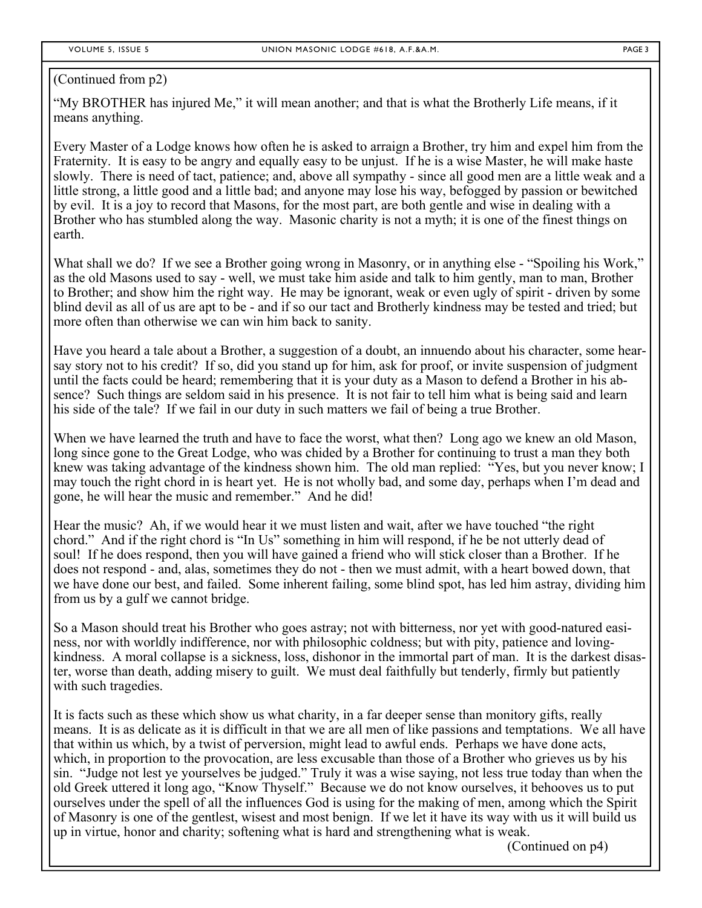(Continued from p2)

"My BROTHER has injured Me," it will mean another; and that is what the Brotherly Life means, if it means anything.

Every Master of a Lodge knows how often he is asked to arraign a Brother, try him and expel him from the Fraternity. It is easy to be angry and equally easy to be unjust. If he is a wise Master, he will make haste slowly. There is need of tact, patience; and, above all sympathy - since all good men are a little weak and a little strong, a little good and a little bad; and anyone may lose his way, befogged by passion or bewitched by evil. It is a joy to record that Masons, for the most part, are both gentle and wise in dealing with a Brother who has stumbled along the way. Masonic charity is not a myth; it is one of the finest things on earth.

What shall we do? If we see a Brother going wrong in Masonry, or in anything else - "Spoiling his Work," as the old Masons used to say - well, we must take him aside and talk to him gently, man to man, Brother to Brother; and show him the right way. He may be ignorant, weak or even ugly of spirit - driven by some blind devil as all of us are apt to be - and if so our tact and Brotherly kindness may be tested and tried; but more often than otherwise we can win him back to sanity.

Have you heard a tale about a Brother, a suggestion of a doubt, an innuendo about his character, some hear-say story not to his credit? If so, did you stand up for him, ask for proof, or invite suspension of judgment until the facts could be heard; remembering that it is your duty as a Mason to defend a Brother in his absence? Such things are seldom said in his presence. It is not fair to tell him what is being said and learn his side of the tale? If we fail in our duty in such matters we fail of being a true Brother.

When we have learned the truth and have to face the worst, what then? Long ago we knew an old Mason, long since gone to the Great Lodge, who was chided by a Brother for continuing to trust a man they both knew was taking advantage of the kindness shown him. The old man replied: "Yes, but you never know; I may touch the right chord in is heart yet. He is not wholly bad, and some day, perhaps when I'm dead and gone, he will hear the music and remember." And he did!

Hear the music? Ah, if we would hear it we must listen and wait, after we have touched "the right chord." And if the right chord is "In Us" something in him will respond, if he be not utterly dead of soul! If he does respond, then you will have gained a friend who will stick closer than a Brother. If he does not respond - and, alas, sometimes they do not - then we must admit, with a heart bowed down, that we have done our best, and failed. Some inherent failing, some blind spot, has led him astray, dividing him from us by a gulf we cannot bridge.

So a Mason should treat his Brother who goes astray; not with bitterness, nor yet with good-natured easiness, nor with worldly indifference, nor with philosophic coldness; but with pity, patience and loving-kindness. A moral collapse is a sickness, loss, dishonor in the immortal part of man. It is the darkest disaster, worse than death, adding misery to guilt. We must deal faithfully but tenderly, firmly but patiently with such tragedies.

It is facts such as these which show us what charity, in a far deeper sense than monitory gifts, really means. It is as delicate as it is difficult in that we are all men of like passions and temptations. We all have that within us which, by a twist of perversion, might lead to awful ends. Perhaps we have done acts, which, in proportion to the provocation, are less excusable than those of a Brother who grieves us by his sin. "Judge not lest ye yourselves be judged." Truly it was a wise saying, not less true today than when the old Greek uttered it long ago, "Know Thyself." Because we do not know ourselves, it behooves us to put ourselves under the spell of all the influences God is using for the making of men, among which the Spirit of Masonry is one of the gentlest, wisest and most benign. If we let it have its way with us it will build us up in virtue, honor and charity; softening what is hard and strengthening what is weak.

(Continued on p4)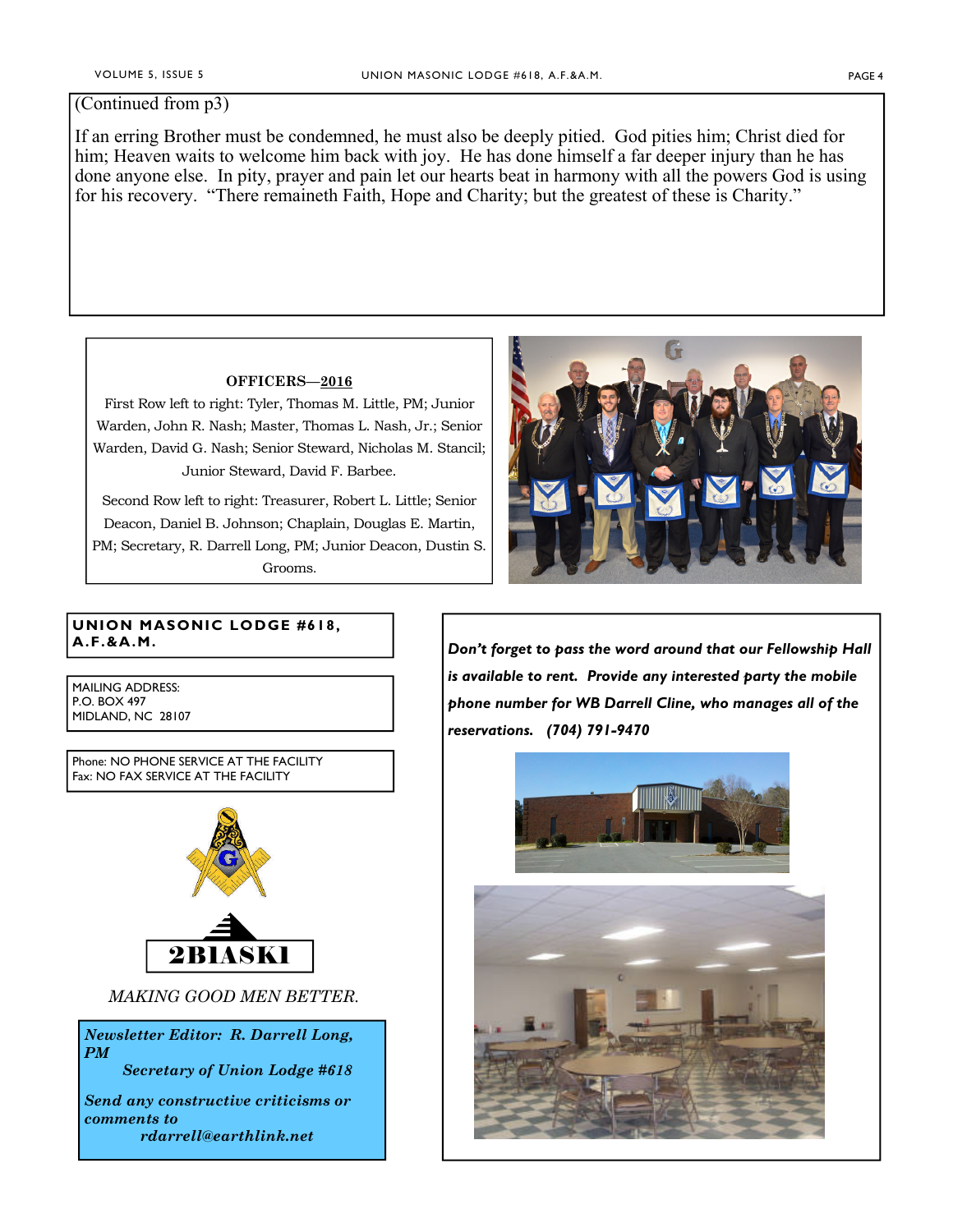(Continued from p3)

If an erring Brother must be condemned, he must also be deeply pitied. God pities him; Christ died for him; Heaven waits to welcome him back with joy. He has done himself a far deeper injury than he has done anyone else. In pity, prayer and pain let our hearts beat in harmony with all the powers God is using for his recovery. "There remaineth Faith, Hope and Charity; but the greatest of these is Charity."

**OFFICERS—2016**

First Row left to right: Tyler, Thomas M. Little, PM; Junior Warden, John R. Nash; Master, Thomas L. Nash, Jr.; Senior Warden, David G. Nash; Senior Steward, Nicholas M. Stancil; Junior Steward, David F. Barbee.

Second Row left to right: Treasurer, Robert L. Little; Senior Deacon, Daniel B. Johnson; Chaplain, Douglas E. Martin, PM; Secretary, R. Darrell Long, PM; Junior Deacon, Dustin S. Grooms.

**UNION MASONIC LODGE #618, A.F.&A.M.**

MAILING ADDRESS:
P.O. BOX 497
MIDLAND, NC 28107

Phone: NO PHONE SERVICE AT THE FACILITY
Fax: NO FAX SERVICE AT THE FACILITY

2B1ASK1

*MAKING GOOD MEN BETTER.*

***Newsletter Editor: R. Darrell Long, PM***
***Secretary of Union Lodge #618***

***Send any constructive criticisms or comments to***
***rdarrell@earthlink.net***

***Don't forget to pass the word around that our Fellowship Hall is available to rent. Provide any interested party the mobile phone number for WB Darrell Cline, who manages all of the reservations. (704) 791-9470***